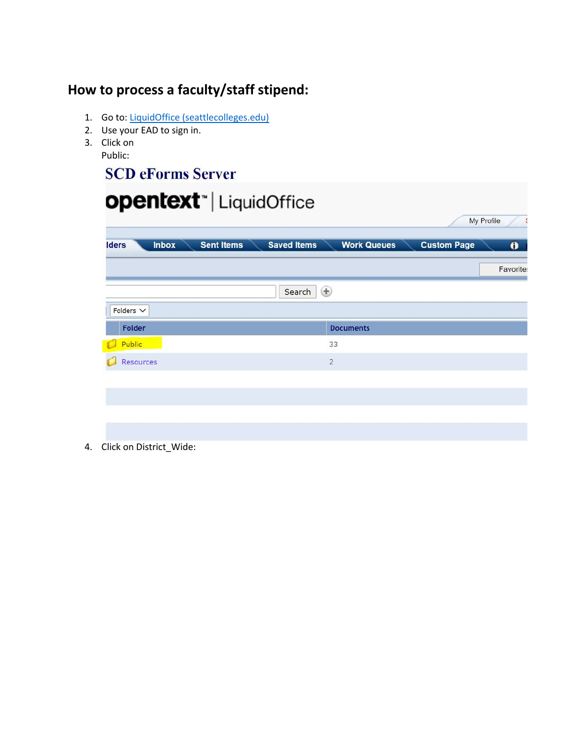## How to process a faculty/staff stipend:

1. Go to: [LiquidOffice (seattlecolleges.edu)](LiquidOffice (seattlecolleges.edu))
2. Use your EAD to sign in.
3. Click on Public:
4. Click on District_Wide: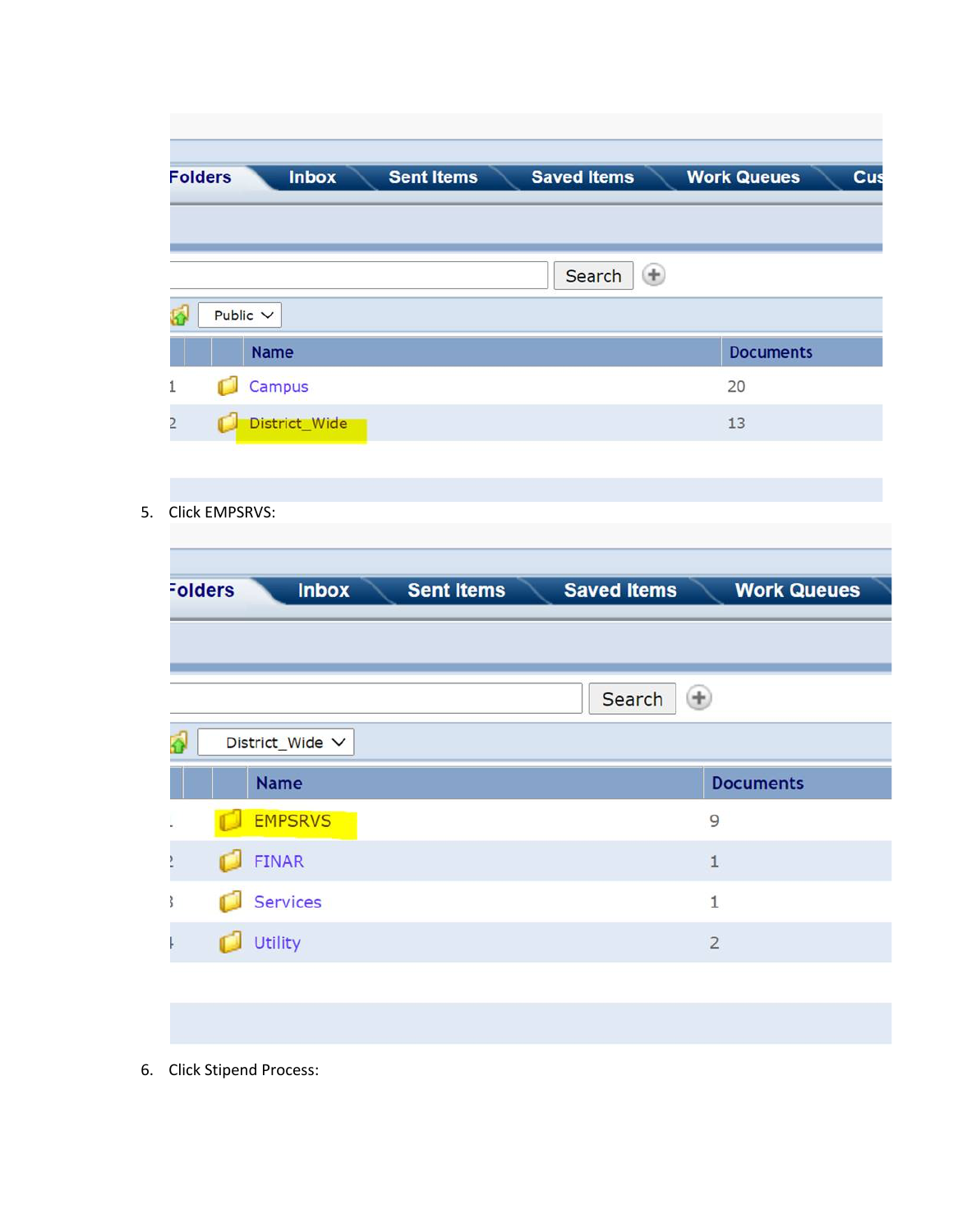| | Name | Documents |
|---|---|---|
| 1 | Campus | 20 |
| 2 | District_Wide | 13 |

5. Click EMPSRVS:

| | Name | Documents |
|---|---|---|
| 1 | EMPSRVS | 9 |
| 2 | FINAR | 1 |
| 3 | Services | 1 |
| 4 | Utility | 2 |

6. Click Stipend Process: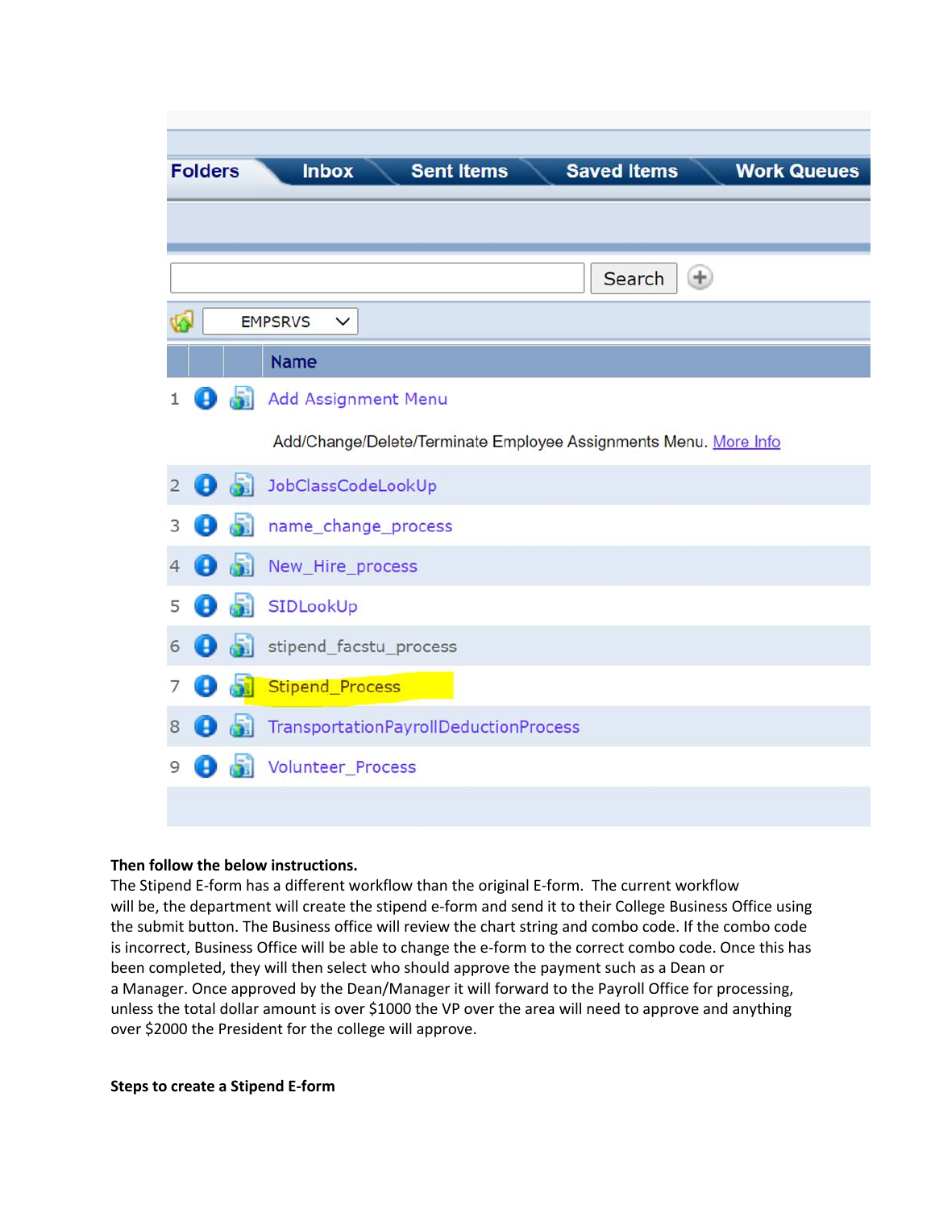Folders | Inbox | Sent Items | Saved Items | Work Queues

Search

EMPSRVS

| | | | Name |
|---|---|---|---|
| 1 | | | Add Assignment Menu<br>Add/Change/Delete/Terminate Employee Assignments Menu. More Info |
| 2 | | | JobClassCodeLookUp |
| 3 | | | name_change_process |
| 4 | | | New_Hire_process |
| 5 | | | SIDLookUp |
| 6 | | | stipend_facstu_process |
| 7 | | | Stipend_Process |
| 8 | | | TransportationPayrollDeductionProcess |
| 9 | | | Volunteer_Process |

**Then follow the below instructions.**

The Stipend E-form has a different workflow than the original E-form. The current workflow will be, the department will create the stipend e-form and send it to their College Business Office using the submit button. The Business office will review the chart string and combo code. If the combo code is incorrect, Business Office will be able to change the e-form to the correct combo code. Once this has been completed, they will then select who should approve the payment such as a Dean or a Manager. Once approved by the Dean/Manager it will forward to the Payroll Office for processing, unless the total dollar amount is over $1000 the VP over the area will need to approve and anything over $2000 the President for the college will approve.

**Steps to create a Stipend E-form**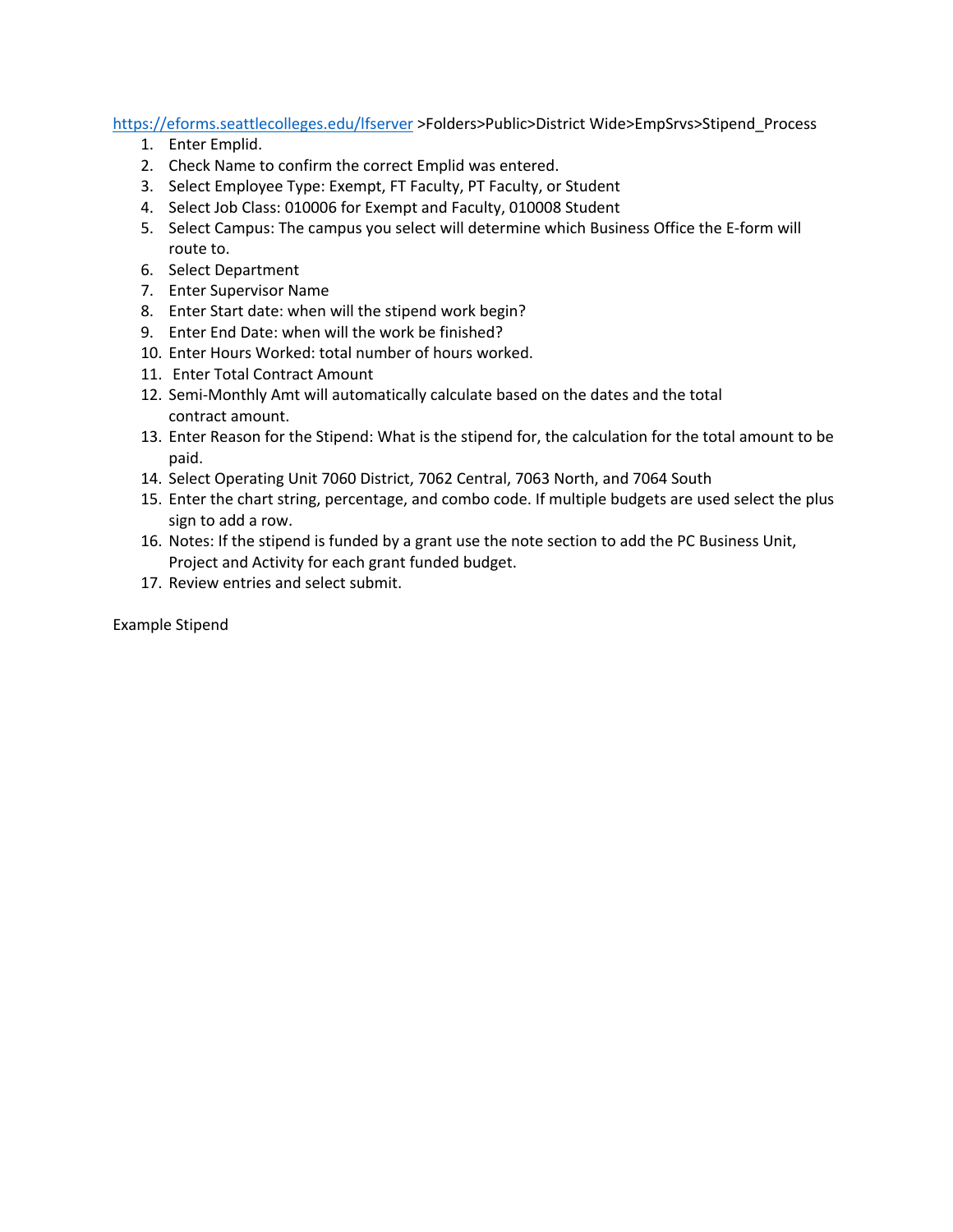[https://eforms.seattlecolleges.edu/lfserver](https://eforms.seattlecolleges.edu/lfserver) >Folders>Public>District Wide>EmpSrvs>Stipend_Process

1. Enter Emplid.
2. Check Name to confirm the correct Emplid was entered.
3. Select Employee Type: Exempt, FT Faculty, PT Faculty, or Student
4. Select Job Class: 010006 for Exempt and Faculty, 010008 Student
5. Select Campus: The campus you select will determine which Business Office the E-form will route to.
6. Select Department
7. Enter Supervisor Name
8. Enter Start date: when will the stipend work begin?
9. Enter End Date: when will the work be finished?
10. Enter Hours Worked: total number of hours worked.
11. Enter Total Contract Amount
12. Semi-Monthly Amt will automatically calculate based on the dates and the total contract amount.
13. Enter Reason for the Stipend: What is the stipend for, the calculation for the total amount to be paid.
14. Select Operating Unit 7060 District, 7062 Central, 7063 North, and 7064 South
15. Enter the chart string, percentage, and combo code. If multiple budgets are used select the plus sign to add a row.
16. Notes: If the stipend is funded by a grant use the note section to add the PC Business Unit, Project and Activity for each grant funded budget.
17. Review entries and select submit.

Example Stipend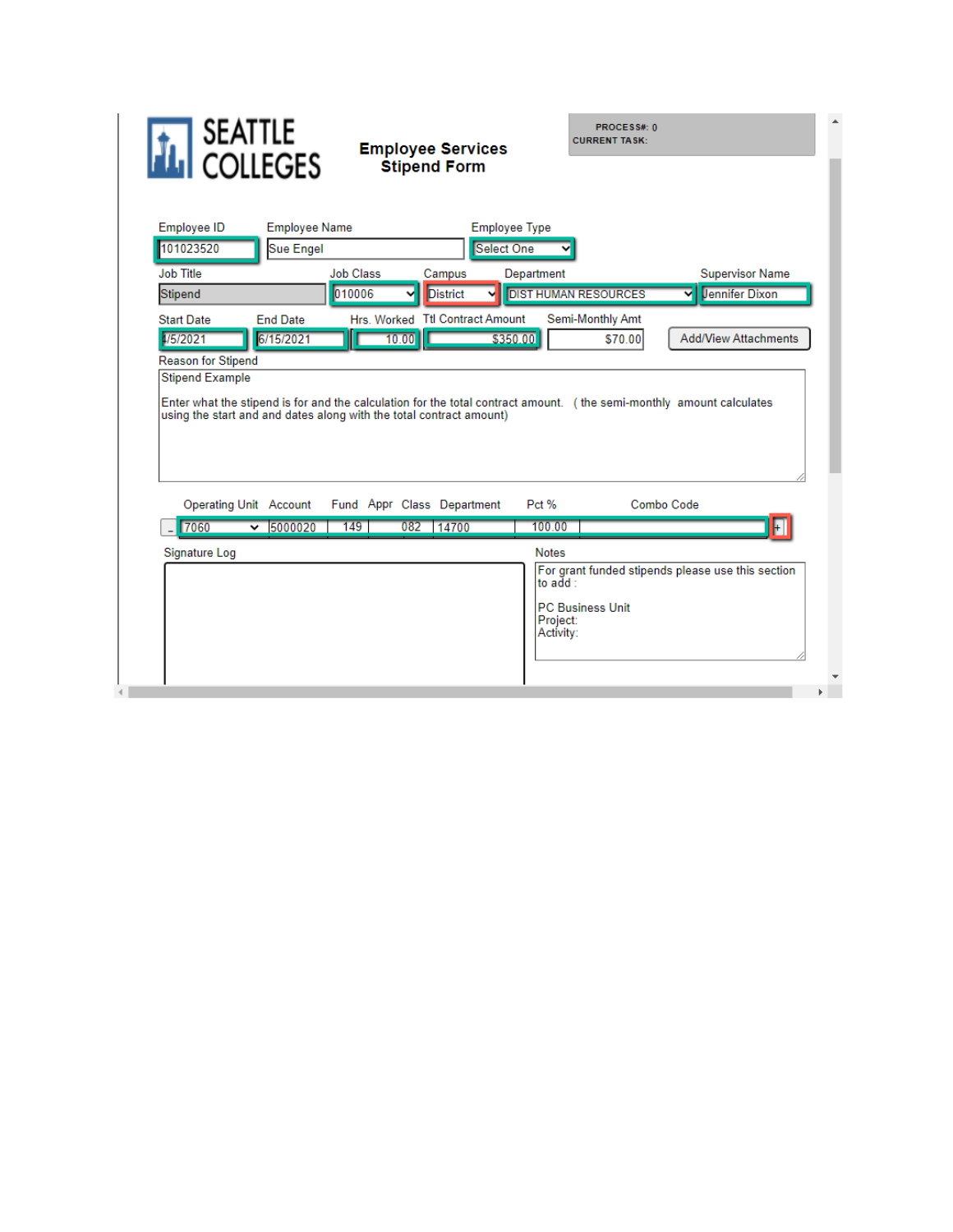SEATTLE COLLEGES

**Employee Services**
**Stipend Form**

PROCESS#: 0
CURRENT TASK:

| Employee ID | Employee Name | Employee Type |
| --- | --- | --- |
| 101023520 | Sue Engel | Select One |

| Job Title | Job Class | Campus | Department | Supervisor Name |
| --- | --- | --- | --- | --- |
| Stipend | 010006 | District | DIST HUMAN RESOURCES | Jennifer Dixon |

| Start Date | End Date | Hrs. Worked | Ttl Contract Amount | Semi-Monthly Amt |
| --- | --- | --- | --- | --- |
| 4/5/2021 | 6/15/2021 | 10.00 | $350.00 | $70.00 |

Add/View Attachments

Reason for Stipend

Stipend Example

Enter what the stipend is for and the calculation for the total contract amount. ( the semi-monthly amount calculates using the start and and dates along with the total contract amount)

| Operating Unit | Account | Fund | Appr | Class | Department | Pct % | Combo Code |
| --- | --- | --- | --- | --- | --- | --- | --- |
| 7060 | 5000020 | 149 | | 082 | 14700 | 100.00 | |

Signature Log

Notes

For grant funded stipends please use this section to add :

PC Business Unit
Project:
Activity: